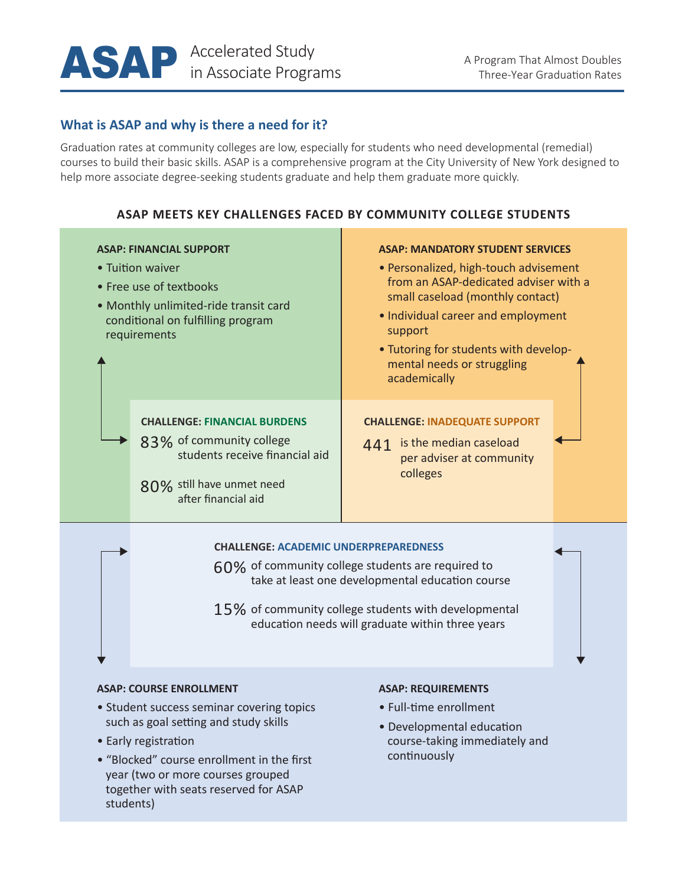# ASAP Accelerated Study in Associate Programs

A Program That Almost Doubles Three-Year Graduation Rates

## What is ASAP and why is there a need for it?

Graduation rates at community colleges are low, especially for students who need developmental (remedial) courses to build their basic skills. ASAP is a comprehensive program at the City University of New York designed to help more associate degree-seeking students graduate and help them graduate more quickly.

### ASAP MEETS KEY CHALLENGES FACED BY COMMUNITY COLLEGE STUDENTS

**ASAP: FINANCIAL SUPPORT**

- Tuition waiver
- Free use of textbooks
- Monthly unlimited-ride transit card conditional on fulfilling program requirements

**CHALLENGE: FINANCIAL BURDENS**

83% of community college students receive financial aid

80% still have unmet need after financial aid

**ASAP: MANDATORY STUDENT SERVICES**

- Personalized, high-touch advisement from an ASAP-dedicated adviser with a small caseload (monthly contact)
- Individual career and employment support
- Tutoring for students with developmental needs or struggling academically

**CHALLENGE: INADEQUATE SUPPORT**

441 is the median caseload per adviser at community colleges

**CHALLENGE: ACADEMIC UNDERPREPAREDNESS**

60% of community college students are required to take at least one developmental education course

15% of community college students with developmental education needs will graduate within three years

**ASAP: COURSE ENROLLMENT**

- Student success seminar covering topics such as goal setting and study skills
- Early registration
- "Blocked" course enrollment in the first year (two or more courses grouped together with seats reserved for ASAP students)

**ASAP: REQUIREMENTS**

- Full-time enrollment
- Developmental education course-taking immediately and continuously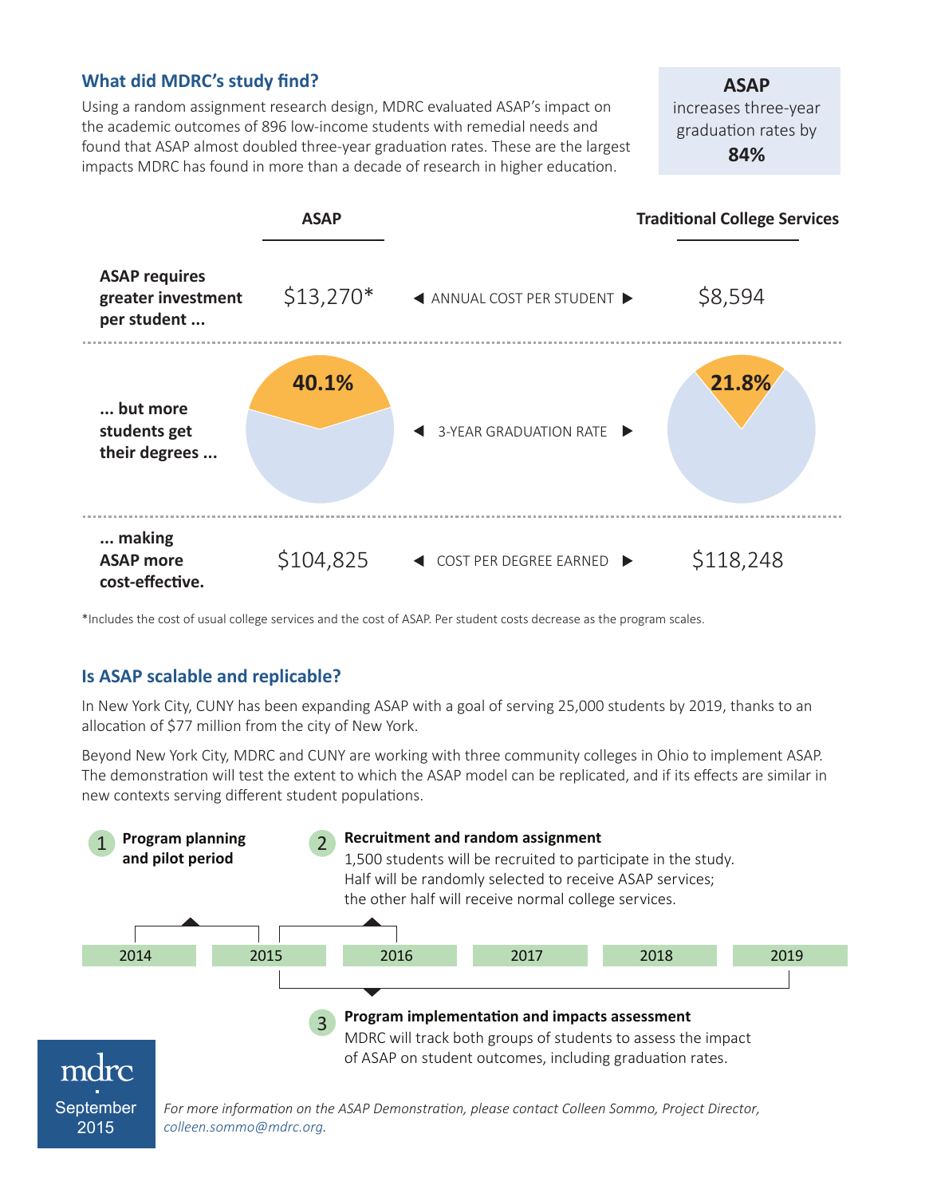## What did MDRC's study find?

Using a random assignment research design, MDRC evaluated ASAP's impact on the academic outcomes of 896 low-income students with remedial needs and found that ASAP almost doubled three-year graduation rates. These are the largest impacts MDRC has found in more than a decade of research in higher education.

**ASAP**
increases three-year graduation rates by
**84%**

| | ASAP | | Traditional College Services |
|---|---|---|---|
| **ASAP requires greater investment per student ...** | $13,270* | ◀ ANNUAL COST PER STUDENT ▶ | $8,594 |
| **... but more students get their degrees ...** | 40.1% | ◀ 3-YEAR GRADUATION RATE ▶ | 21.8% |
| **... making ASAP more cost-effective.** | $104,825 | ◀ COST PER DEGREE EARNED ▶ | $118,248 |

*Includes the cost of usual college services and the cost of ASAP. Per student costs decrease as the program scales.

## Is ASAP scalable and replicable?

In New York City, CUNY has been expanding ASAP with a goal of serving 25,000 students by 2019, thanks to an allocation of $77 million from the city of New York.

Beyond New York City, MDRC and CUNY are working with three community colleges in Ohio to implement ASAP. The demonstration will test the extent to which the ASAP model can be replicated, and if its effects are similar in new contexts serving different student populations.

1. **Program planning and pilot period**

2. **Recruitment and random assignment**
   1,500 students will be recruited to participate in the study. Half will be randomly selected to receive ASAP services; the other half will receive normal college services.

3. **Program implementation and impacts assessment**
   MDRC will track both groups of students to assess the impact of ASAP on student outcomes, including graduation rates.

2014
2015
2016
2017
2018
2019

mdrc
September 2015

*For more information on the ASAP Demonstration, please contact Colleen Sommo, Project Director, colleen.sommo@mdrc.org.*